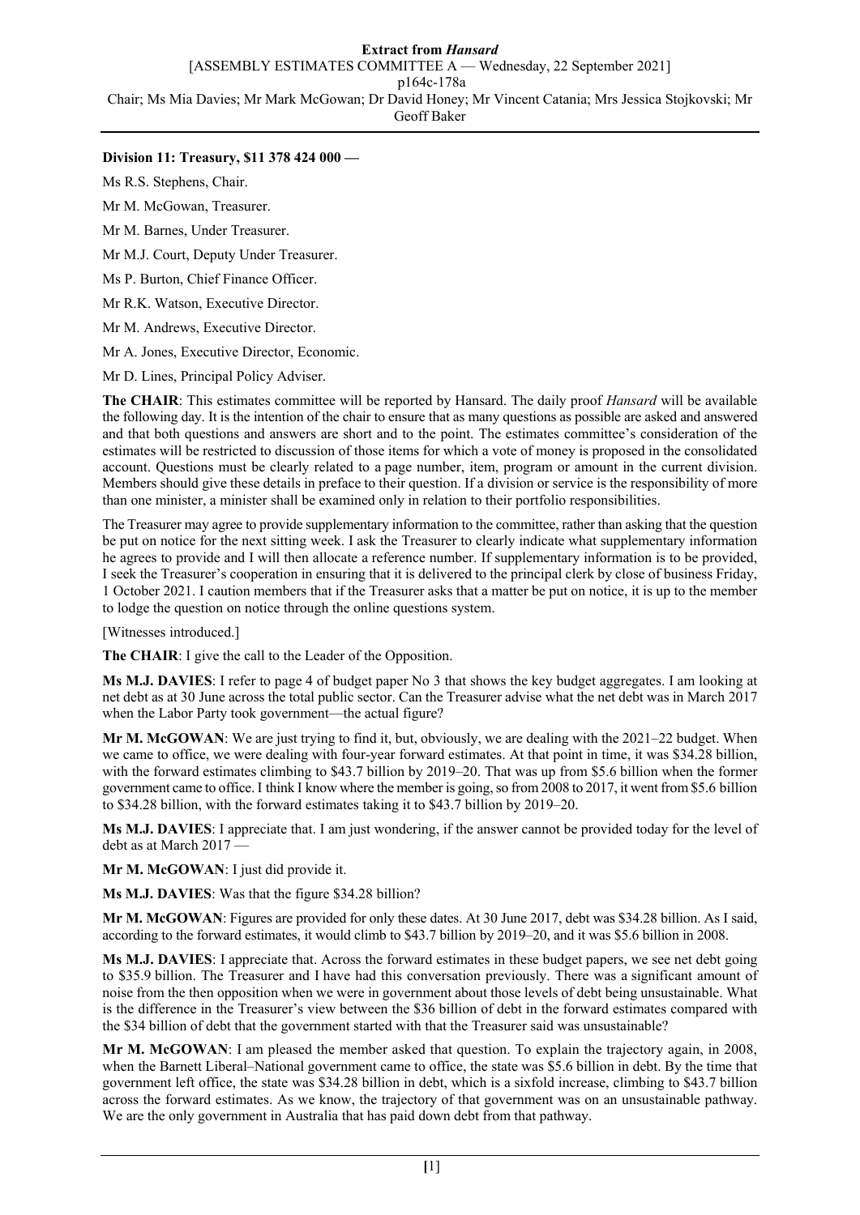**Extract from *Hansard***

[ASSEMBLY ESTIMATES COMMITTEE A — Wednesday, 22 September 2021]

p164c-178a

Chair; Ms Mia Davies; Mr Mark McGowan; Dr David Honey; Mr Vincent Catania; Mrs Jessica Stojkovski; Mr Geoff Baker

**Division 11: Treasury, $11 378 424 000 —**

Ms R.S. Stephens, Chair.

Mr M. McGowan, Treasurer.

Mr M. Barnes, Under Treasurer.

Mr M.J. Court, Deputy Under Treasurer.

Ms P. Burton, Chief Finance Officer.

Mr R.K. Watson, Executive Director.

Mr M. Andrews, Executive Director.

Mr A. Jones, Executive Director, Economic.

Mr D. Lines, Principal Policy Adviser.

**The CHAIR**: This estimates committee will be reported by Hansard. The daily proof *Hansard* will be available the following day. It is the intention of the chair to ensure that as many questions as possible are asked and answered and that both questions and answers are short and to the point. The estimates committee's consideration of the estimates will be restricted to discussion of those items for which a vote of money is proposed in the consolidated account. Questions must be clearly related to a page number, item, program or amount in the current division. Members should give these details in preface to their question. If a division or service is the responsibility of more than one minister, a minister shall be examined only in relation to their portfolio responsibilities.

The Treasurer may agree to provide supplementary information to the committee, rather than asking that the question be put on notice for the next sitting week. I ask the Treasurer to clearly indicate what supplementary information he agrees to provide and I will then allocate a reference number. If supplementary information is to be provided, I seek the Treasurer's cooperation in ensuring that it is delivered to the principal clerk by close of business Friday, 1 October 2021. I caution members that if the Treasurer asks that a matter be put on notice, it is up to the member to lodge the question on notice through the online questions system.

[Witnesses introduced.]

**The CHAIR**: I give the call to the Leader of the Opposition.

**Ms M.J. DAVIES**: I refer to page 4 of budget paper No 3 that shows the key budget aggregates. I am looking at net debt as at 30 June across the total public sector. Can the Treasurer advise what the net debt was in March 2017 when the Labor Party took government—the actual figure?

**Mr M. McGOWAN**: We are just trying to find it, but, obviously, we are dealing with the 2021–22 budget. When we came to office, we were dealing with four-year forward estimates. At that point in time, it was $34.28 billion, with the forward estimates climbing to $43.7 billion by 2019–20. That was up from $5.6 billion when the former government came to office. I think I know where the member is going, so from 2008 to 2017, it went from $5.6 billion to $34.28 billion, with the forward estimates taking it to $43.7 billion by 2019–20.

**Ms M.J. DAVIES**: I appreciate that. I am just wondering, if the answer cannot be provided today for the level of debt as at March 2017 —

**Mr M. McGOWAN**: I just did provide it.

**Ms M.J. DAVIES**: Was that the figure $34.28 billion?

**Mr M. McGOWAN**: Figures are provided for only these dates. At 30 June 2017, debt was $34.28 billion. As I said, according to the forward estimates, it would climb to $43.7 billion by 2019–20, and it was $5.6 billion in 2008.

**Ms M.J. DAVIES**: I appreciate that. Across the forward estimates in these budget papers, we see net debt going to $35.9 billion. The Treasurer and I have had this conversation previously. There was a significant amount of noise from the then opposition when we were in government about those levels of debt being unsustainable. What is the difference in the Treasurer's view between the $36 billion of debt in the forward estimates compared with the $34 billion of debt that the government started with that the Treasurer said was unsustainable?

**Mr M. McGOWAN**: I am pleased the member asked that question. To explain the trajectory again, in 2008, when the Barnett Liberal–National government came to office, the state was $5.6 billion in debt. By the time that government left office, the state was $34.28 billion in debt, which is a sixfold increase, climbing to $43.7 billion across the forward estimates. As we know, the trajectory of that government was on an unsustainable pathway. We are the only government in Australia that has paid down debt from that pathway.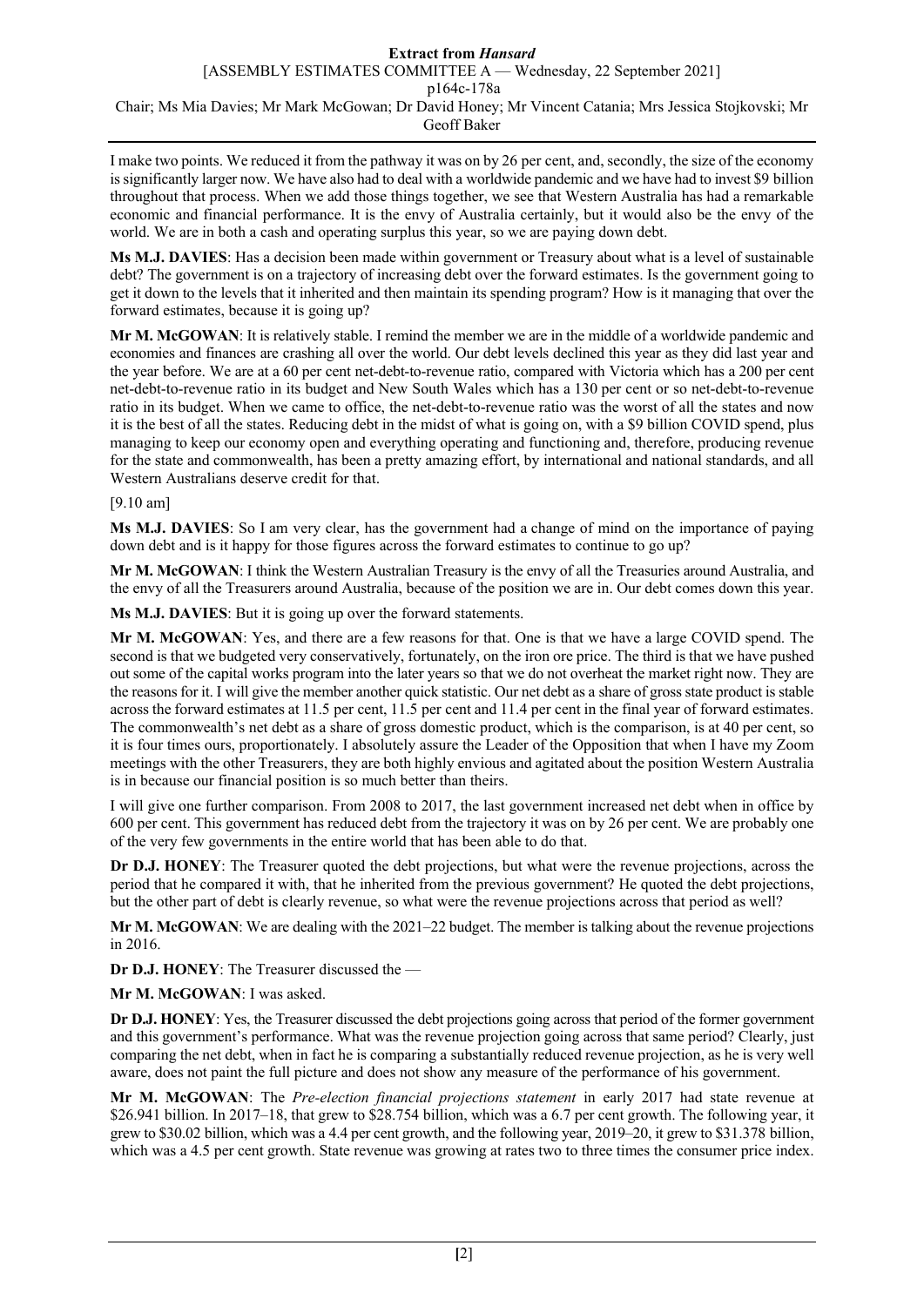I make two points. We reduced it from the pathway it was on by 26 per cent, and, secondly, the size of the economy is significantly larger now. We have also had to deal with a worldwide pandemic and we have had to invest $9 billion throughout that process. When we add those things together, we see that Western Australia has had a remarkable economic and financial performance. It is the envy of Australia certainly, but it would also be the envy of the world. We are in both a cash and operating surplus this year, so we are paying down debt.

**Ms M.J. DAVIES**: Has a decision been made within government or Treasury about what is a level of sustainable debt? The government is on a trajectory of increasing debt over the forward estimates. Is the government going to get it down to the levels that it inherited and then maintain its spending program? How is it managing that over the forward estimates, because it is going up?

**Mr M. McGOWAN**: It is relatively stable. I remind the member we are in the middle of a worldwide pandemic and economies and finances are crashing all over the world. Our debt levels declined this year as they did last year and the year before. We are at a 60 per cent net-debt-to-revenue ratio, compared with Victoria which has a 200 per cent net-debt-to-revenue ratio in its budget and New South Wales which has a 130 per cent or so net-debt-to-revenue ratio in its budget. When we came to office, the net-debt-to-revenue ratio was the worst of all the states and now it is the best of all the states. Reducing debt in the midst of what is going on, with a $9 billion COVID spend, plus managing to keep our economy open and everything operating and functioning and, therefore, producing revenue for the state and commonwealth, has been a pretty amazing effort, by international and national standards, and all Western Australians deserve credit for that.

[9.10 am]

**Ms M.J. DAVIES**: So I am very clear, has the government had a change of mind on the importance of paying down debt and is it happy for those figures across the forward estimates to continue to go up?

**Mr M. McGOWAN**: I think the Western Australian Treasury is the envy of all the Treasuries around Australia, and the envy of all the Treasurers around Australia, because of the position we are in. Our debt comes down this year.

**Ms M.J. DAVIES**: But it is going up over the forward statements.

**Mr M. McGOWAN**: Yes, and there are a few reasons for that. One is that we have a large COVID spend. The second is that we budgeted very conservatively, fortunately, on the iron ore price. The third is that we have pushed out some of the capital works program into the later years so that we do not overheat the market right now. They are the reasons for it. I will give the member another quick statistic. Our net debt as a share of gross state product is stable across the forward estimates at 11.5 per cent, 11.5 per cent and 11.4 per cent in the final year of forward estimates. The commonwealth's net debt as a share of gross domestic product, which is the comparison, is at 40 per cent, so it is four times ours, proportionately. I absolutely assure the Leader of the Opposition that when I have my Zoom meetings with the other Treasurers, they are both highly envious and agitated about the position Western Australia is in because our financial position is so much better than theirs.

I will give one further comparison. From 2008 to 2017, the last government increased net debt when in office by 600 per cent. This government has reduced debt from the trajectory it was on by 26 per cent. We are probably one of the very few governments in the entire world that has been able to do that.

**Dr D.J. HONEY**: The Treasurer quoted the debt projections, but what were the revenue projections, across the period that he compared it with, that he inherited from the previous government? He quoted the debt projections, but the other part of debt is clearly revenue, so what were the revenue projections across that period as well?

**Mr M. McGOWAN**: We are dealing with the 2021–22 budget. The member is talking about the revenue projections in 2016.

**Dr D.J. HONEY**: The Treasurer discussed the —

**Mr M. McGOWAN**: I was asked.

**Dr D.J. HONEY**: Yes, the Treasurer discussed the debt projections going across that period of the former government and this government's performance. What was the revenue projection going across that same period? Clearly, just comparing the net debt, when in fact he is comparing a substantially reduced revenue projection, as he is very well aware, does not paint the full picture and does not show any measure of the performance of his government.

**Mr M. McGOWAN**: The *Pre-election financial projections statement* in early 2017 had state revenue at $26.941 billion. In 2017–18, that grew to $28.754 billion, which was a 6.7 per cent growth. The following year, it grew to $30.02 billion, which was a 4.4 per cent growth, and the following year, 2019–20, it grew to $31.378 billion, which was a 4.5 per cent growth. State revenue was growing at rates two to three times the consumer price index.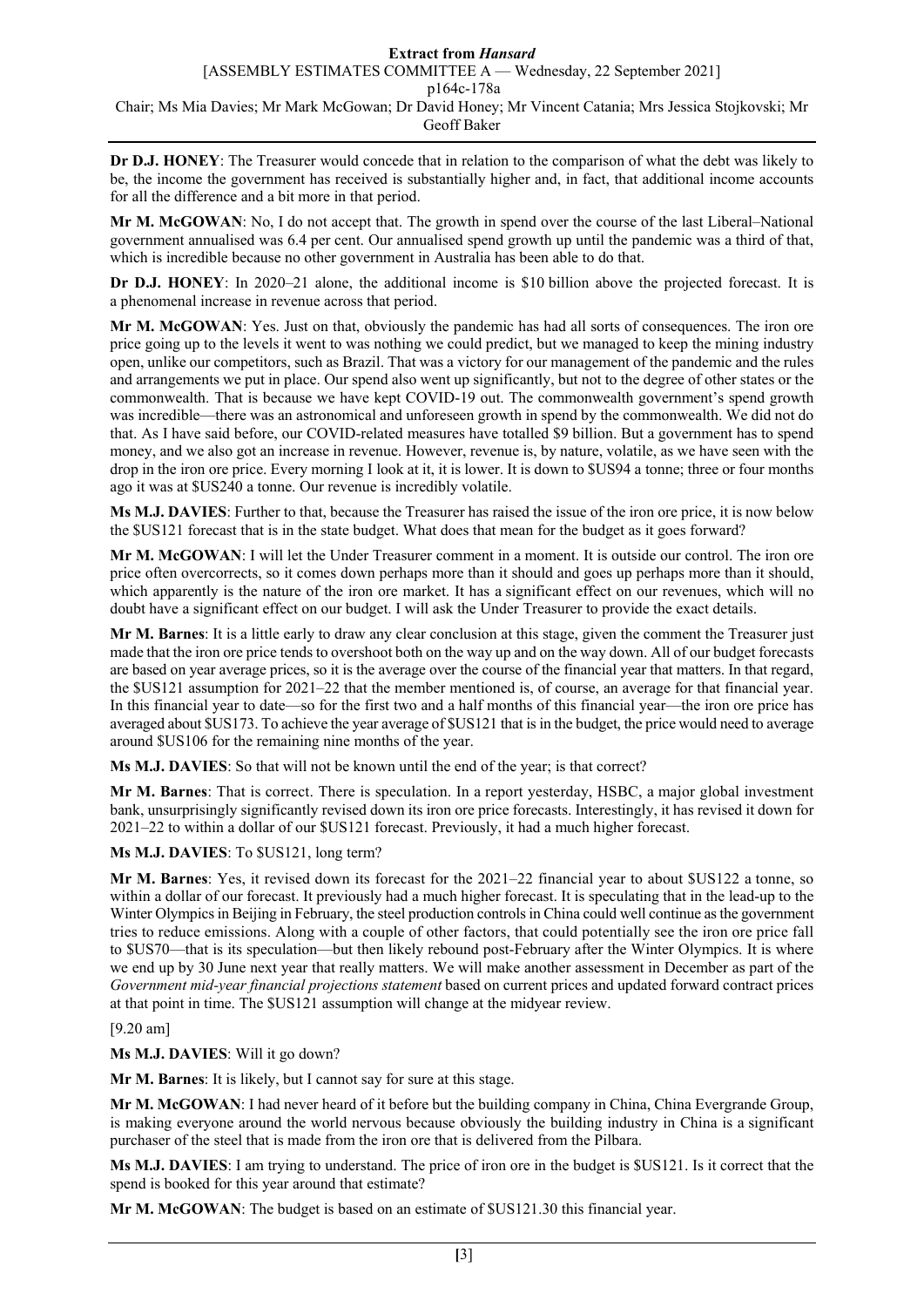**Dr D.J. HONEY**: The Treasurer would concede that in relation to the comparison of what the debt was likely to be, the income the government has received is substantially higher and, in fact, that additional income accounts for all the difference and a bit more in that period.

**Mr M. McGOWAN**: No, I do not accept that. The growth in spend over the course of the last Liberal–National government annualised was 6.4 per cent. Our annualised spend growth up until the pandemic was a third of that, which is incredible because no other government in Australia has been able to do that.

**Dr D.J. HONEY**: In 2020–21 alone, the additional income is $10 billion above the projected forecast. It is a phenomenal increase in revenue across that period.

**Mr M. McGOWAN**: Yes. Just on that, obviously the pandemic has had all sorts of consequences. The iron ore price going up to the levels it went to was nothing we could predict, but we managed to keep the mining industry open, unlike our competitors, such as Brazil. That was a victory for our management of the pandemic and the rules and arrangements we put in place. Our spend also went up significantly, but not to the degree of other states or the commonwealth. That is because we have kept COVID-19 out. The commonwealth government's spend growth was incredible—there was an astronomical and unforeseen growth in spend by the commonwealth. We did not do that. As I have said before, our COVID-related measures have totalled $9 billion. But a government has to spend money, and we also got an increase in revenue. However, revenue is, by nature, volatile, as we have seen with the drop in the iron ore price. Every morning I look at it, it is lower. It is down to $US94 a tonne; three or four months ago it was at $US240 a tonne. Our revenue is incredibly volatile.

**Ms M.J. DAVIES**: Further to that, because the Treasurer has raised the issue of the iron ore price, it is now below the $US121 forecast that is in the state budget. What does that mean for the budget as it goes forward?

**Mr M. McGOWAN**: I will let the Under Treasurer comment in a moment. It is outside our control. The iron ore price often overcorrects, so it comes down perhaps more than it should and goes up perhaps more than it should, which apparently is the nature of the iron ore market. It has a significant effect on our revenues, which will no doubt have a significant effect on our budget. I will ask the Under Treasurer to provide the exact details.

**Mr M. Barnes**: It is a little early to draw any clear conclusion at this stage, given the comment the Treasurer just made that the iron ore price tends to overshoot both on the way up and on the way down. All of our budget forecasts are based on year average prices, so it is the average over the course of the financial year that matters. In that regard, the $US121 assumption for 2021–22 that the member mentioned is, of course, an average for that financial year. In this financial year to date—so for the first two and a half months of this financial year—the iron ore price has averaged about $US173. To achieve the year average of $US121 that is in the budget, the price would need to average around $US106 for the remaining nine months of the year.

**Ms M.J. DAVIES**: So that will not be known until the end of the year; is that correct?

**Mr M. Barnes**: That is correct. There is speculation. In a report yesterday, HSBC, a major global investment bank, unsurprisingly significantly revised down its iron ore price forecasts. Interestingly, it has revised it down for 2021–22 to within a dollar of our $US121 forecast. Previously, it had a much higher forecast.

**Ms M.J. DAVIES**: To $US121, long term?

**Mr M. Barnes**: Yes, it revised down its forecast for the 2021–22 financial year to about $US122 a tonne, so within a dollar of our forecast. It previously had a much higher forecast. It is speculating that in the lead-up to the Winter Olympics in Beijing in February, the steel production controls in China could well continue as the government tries to reduce emissions. Along with a couple of other factors, that could potentially see the iron ore price fall to $US70—that is its speculation—but then likely rebound post-February after the Winter Olympics. It is where we end up by 30 June next year that really matters. We will make another assessment in December as part of the *Government mid-year financial projections statement* based on current prices and updated forward contract prices at that point in time. The $US121 assumption will change at the midyear review.

[9.20 am]

**Ms M.J. DAVIES**: Will it go down?

**Mr M. Barnes**: It is likely, but I cannot say for sure at this stage.

**Mr M. McGOWAN**: I had never heard of it before but the building company in China, China Evergrande Group, is making everyone around the world nervous because obviously the building industry in China is a significant purchaser of the steel that is made from the iron ore that is delivered from the Pilbara.

**Ms M.J. DAVIES**: I am trying to understand. The price of iron ore in the budget is $US121. Is it correct that the spend is booked for this year around that estimate?

**Mr M. McGOWAN**: The budget is based on an estimate of $US121.30 this financial year.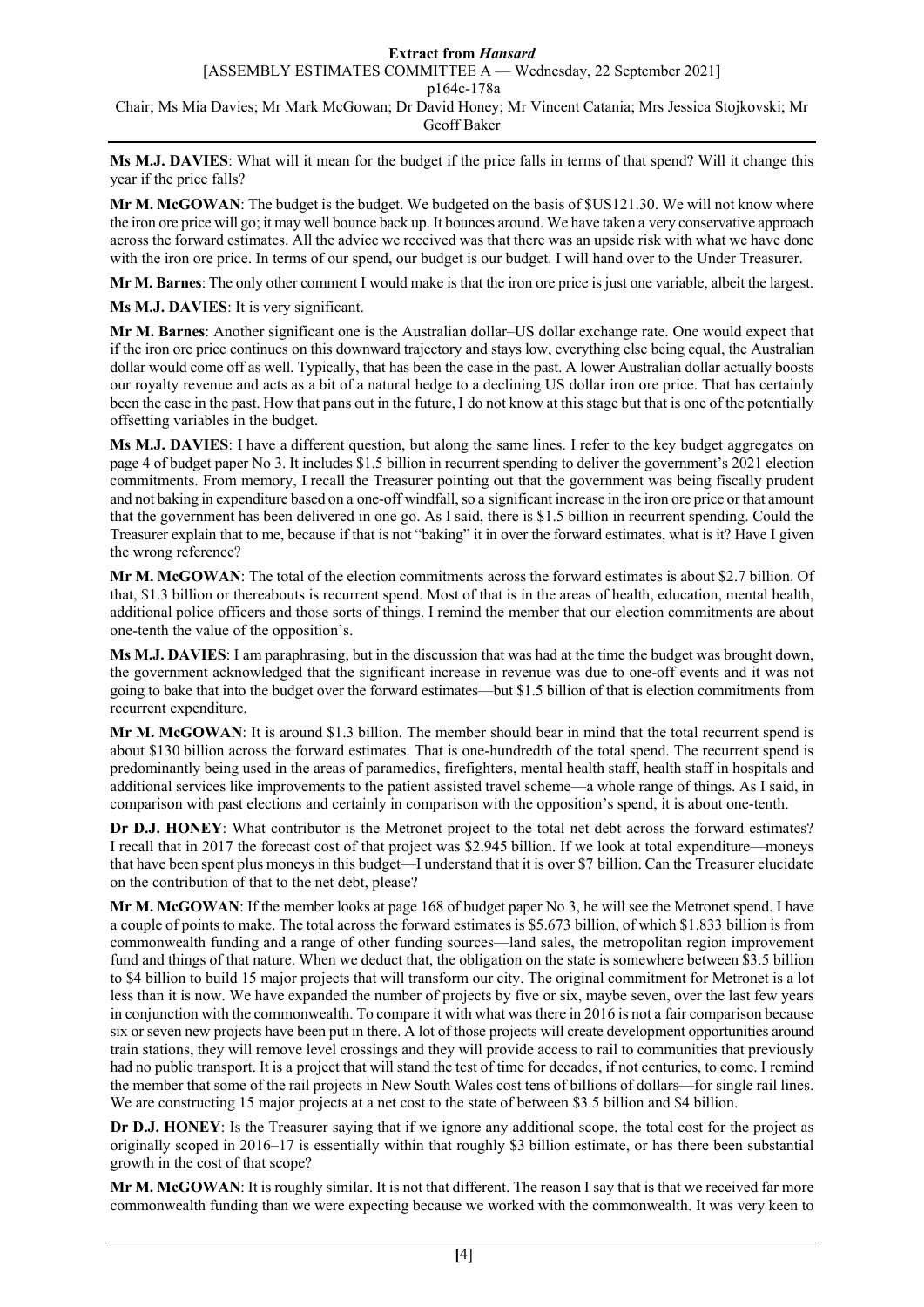**Ms M.J. DAVIES**: What will it mean for the budget if the price falls in terms of that spend? Will it change this year if the price falls?

**Mr M. McGOWAN**: The budget is the budget. We budgeted on the basis of $US121.30. We will not know where the iron ore price will go; it may well bounce back up. It bounces around. We have taken a very conservative approach across the forward estimates. All the advice we received was that there was an upside risk with what we have done with the iron ore price. In terms of our spend, our budget is our budget. I will hand over to the Under Treasurer.

**Mr M. Barnes**: The only other comment I would make is that the iron ore price is just one variable, albeit the largest.

**Ms M.J. DAVIES**: It is very significant.

**Mr M. Barnes**: Another significant one is the Australian dollar–US dollar exchange rate. One would expect that if the iron ore price continues on this downward trajectory and stays low, everything else being equal, the Australian dollar would come off as well. Typically, that has been the case in the past. A lower Australian dollar actually boosts our royalty revenue and acts as a bit of a natural hedge to a declining US dollar iron ore price. That has certainly been the case in the past. How that pans out in the future, I do not know at this stage but that is one of the potentially offsetting variables in the budget.

**Ms M.J. DAVIES**: I have a different question, but along the same lines. I refer to the key budget aggregates on page 4 of budget paper No 3. It includes $1.5 billion in recurrent spending to deliver the government's 2021 election commitments. From memory, I recall the Treasurer pointing out that the government was being fiscally prudent and not baking in expenditure based on a one-off windfall, so a significant increase in the iron ore price or that amount that the government has been delivered in one go. As I said, there is $1.5 billion in recurrent spending. Could the Treasurer explain that to me, because if that is not "baking" it in over the forward estimates, what is it? Have I given the wrong reference?

**Mr M. McGOWAN**: The total of the election commitments across the forward estimates is about $2.7 billion. Of that, $1.3 billion or thereabouts is recurrent spend. Most of that is in the areas of health, education, mental health, additional police officers and those sorts of things. I remind the member that our election commitments are about one-tenth the value of the opposition's.

**Ms M.J. DAVIES**: I am paraphrasing, but in the discussion that was had at the time the budget was brought down, the government acknowledged that the significant increase in revenue was due to one-off events and it was not going to bake that into the budget over the forward estimates—but $1.5 billion of that is election commitments from recurrent expenditure.

**Mr M. McGOWAN**: It is around $1.3 billion. The member should bear in mind that the total recurrent spend is about $130 billion across the forward estimates. That is one-hundredth of the total spend. The recurrent spend is predominantly being used in the areas of paramedics, firefighters, mental health staff, health staff in hospitals and additional services like improvements to the patient assisted travel scheme—a whole range of things. As I said, in comparison with past elections and certainly in comparison with the opposition's spend, it is about one-tenth.

**Dr D.J. HONEY**: What contributor is the Metronet project to the total net debt across the forward estimates? I recall that in 2017 the forecast cost of that project was $2.945 billion. If we look at total expenditure—moneys that have been spent plus moneys in this budget—I understand that it is over $7 billion. Can the Treasurer elucidate on the contribution of that to the net debt, please?

**Mr M. McGOWAN**: If the member looks at page 168 of budget paper No 3, he will see the Metronet spend. I have a couple of points to make. The total across the forward estimates is $5.673 billion, of which $1.833 billion is from commonwealth funding and a range of other funding sources—land sales, the metropolitan region improvement fund and things of that nature. When we deduct that, the obligation on the state is somewhere between $3.5 billion to $4 billion to build 15 major projects that will transform our city. The original commitment for Metronet is a lot less than it is now. We have expanded the number of projects by five or six, maybe seven, over the last few years in conjunction with the commonwealth. To compare it with what was there in 2016 is not a fair comparison because six or seven new projects have been put in there. A lot of those projects will create development opportunities around train stations, they will remove level crossings and they will provide access to rail to communities that previously had no public transport. It is a project that will stand the test of time for decades, if not centuries, to come. I remind the member that some of the rail projects in New South Wales cost tens of billions of dollars—for single rail lines. We are constructing 15 major projects at a net cost to the state of between $3.5 billion and $4 billion.

**Dr D.J. HONEY**: Is the Treasurer saying that if we ignore any additional scope, the total cost for the project as originally scoped in 2016–17 is essentially within that roughly $3 billion estimate, or has there been substantial growth in the cost of that scope?

**Mr M. McGOWAN**: It is roughly similar. It is not that different. The reason I say that is that we received far more commonwealth funding than we were expecting because we worked with the commonwealth. It was very keen to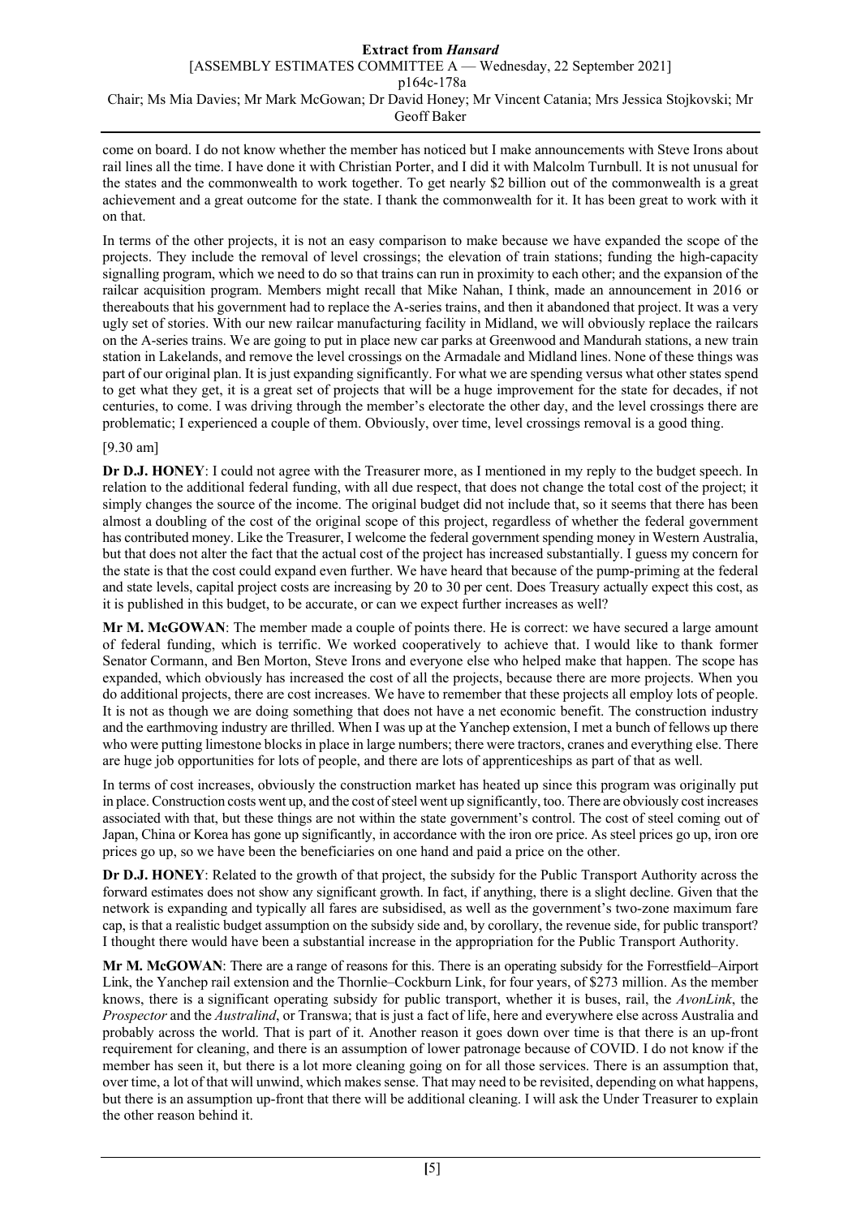come on board. I do not know whether the member has noticed but I make announcements with Steve Irons about rail lines all the time. I have done it with Christian Porter, and I did it with Malcolm Turnbull. It is not unusual for the states and the commonwealth to work together. To get nearly $2 billion out of the commonwealth is a great achievement and a great outcome for the state. I thank the commonwealth for it. It has been great to work with it on that.

In terms of the other projects, it is not an easy comparison to make because we have expanded the scope of the projects. They include the removal of level crossings; the elevation of train stations; funding the high-capacity signalling program, which we need to do so that trains can run in proximity to each other; and the expansion of the railcar acquisition program. Members might recall that Mike Nahan, I think, made an announcement in 2016 or thereabouts that his government had to replace the A-series trains, and then it abandoned that project. It was a very ugly set of stories. With our new railcar manufacturing facility in Midland, we will obviously replace the railcars on the A-series trains. We are going to put in place new car parks at Greenwood and Mandurah stations, a new train station in Lakelands, and remove the level crossings on the Armadale and Midland lines. None of these things was part of our original plan. It is just expanding significantly. For what we are spending versus what other states spend to get what they get, it is a great set of projects that will be a huge improvement for the state for decades, if not centuries, to come. I was driving through the member's electorate the other day, and the level crossings there are problematic; I experienced a couple of them. Obviously, over time, level crossings removal is a good thing.

[9.30 am]

**Dr D.J. HONEY**: I could not agree with the Treasurer more, as I mentioned in my reply to the budget speech. In relation to the additional federal funding, with all due respect, that does not change the total cost of the project; it simply changes the source of the income. The original budget did not include that, so it seems that there has been almost a doubling of the cost of the original scope of this project, regardless of whether the federal government has contributed money. Like the Treasurer, I welcome the federal government spending money in Western Australia, but that does not alter the fact that the actual cost of the project has increased substantially. I guess my concern for the state is that the cost could expand even further. We have heard that because of the pump-priming at the federal and state levels, capital project costs are increasing by 20 to 30 per cent. Does Treasury actually expect this cost, as it is published in this budget, to be accurate, or can we expect further increases as well?

**Mr M. McGOWAN**: The member made a couple of points there. He is correct: we have secured a large amount of federal funding, which is terrific. We worked cooperatively to achieve that. I would like to thank former Senator Cormann, and Ben Morton, Steve Irons and everyone else who helped make that happen. The scope has expanded, which obviously has increased the cost of all the projects, because there are more projects. When you do additional projects, there are cost increases. We have to remember that these projects all employ lots of people. It is not as though we are doing something that does not have a net economic benefit. The construction industry and the earthmoving industry are thrilled. When I was up at the Yanchep extension, I met a bunch of fellows up there who were putting limestone blocks in place in large numbers; there were tractors, cranes and everything else. There are huge job opportunities for lots of people, and there are lots of apprenticeships as part of that as well.

In terms of cost increases, obviously the construction market has heated up since this program was originally put in place. Construction costs went up, and the cost of steel went up significantly, too. There are obviously cost increases associated with that, but these things are not within the state government's control. The cost of steel coming out of Japan, China or Korea has gone up significantly, in accordance with the iron ore price. As steel prices go up, iron ore prices go up, so we have been the beneficiaries on one hand and paid a price on the other.

**Dr D.J. HONEY**: Related to the growth of that project, the subsidy for the Public Transport Authority across the forward estimates does not show any significant growth. In fact, if anything, there is a slight decline. Given that the network is expanding and typically all fares are subsidised, as well as the government's two-zone maximum fare cap, is that a realistic budget assumption on the subsidy side and, by corollary, the revenue side, for public transport? I thought there would have been a substantial increase in the appropriation for the Public Transport Authority.

**Mr M. McGOWAN**: There are a range of reasons for this. There is an operating subsidy for the Forrestfield–Airport Link, the Yanchep rail extension and the Thornlie–Cockburn Link, for four years, of $273 million. As the member knows, there is a significant operating subsidy for public transport, whether it is buses, rail, the *AvonLink*, the *Prospector* and the *Australind*, or Transwa; that is just a fact of life, here and everywhere else across Australia and probably across the world. That is part of it. Another reason it goes down over time is that there is an up-front requirement for cleaning, and there is an assumption of lower patronage because of COVID. I do not know if the member has seen it, but there is a lot more cleaning going on for all those services. There is an assumption that, over time, a lot of that will unwind, which makes sense. That may need to be revisited, depending on what happens, but there is an assumption up-front that there will be additional cleaning. I will ask the Under Treasurer to explain the other reason behind it.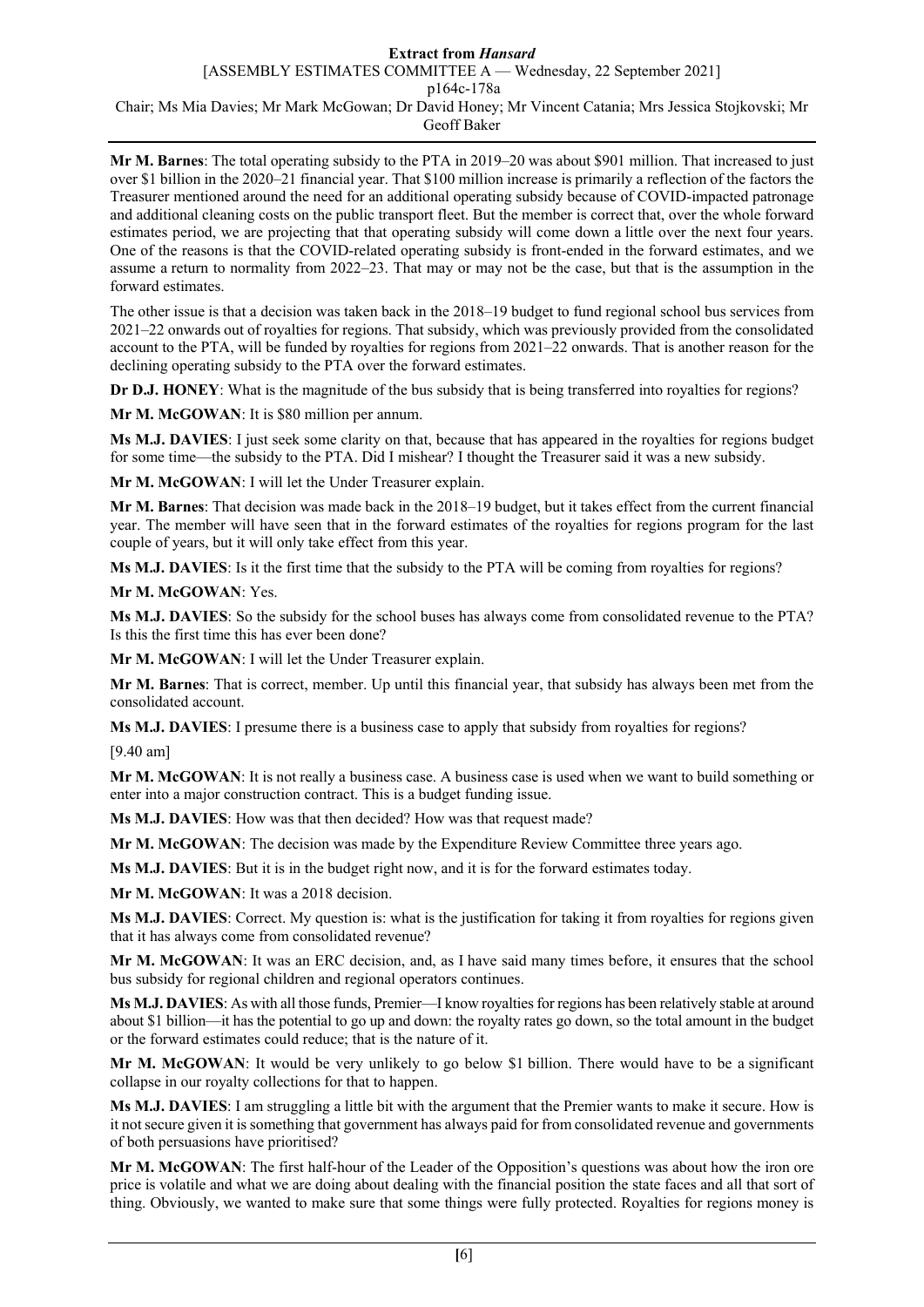**Mr M. Barnes**: The total operating subsidy to the PTA in 2019–20 was about $901 million. That increased to just over $1 billion in the 2020–21 financial year. That $100 million increase is primarily a reflection of the factors the Treasurer mentioned around the need for an additional operating subsidy because of COVID-impacted patronage and additional cleaning costs on the public transport fleet. But the member is correct that, over the whole forward estimates period, we are projecting that that operating subsidy will come down a little over the next four years. One of the reasons is that the COVID-related operating subsidy is front-ended in the forward estimates, and we assume a return to normality from 2022–23. That may or may not be the case, but that is the assumption in the forward estimates.

The other issue is that a decision was taken back in the 2018–19 budget to fund regional school bus services from 2021–22 onwards out of royalties for regions. That subsidy, which was previously provided from the consolidated account to the PTA, will be funded by royalties for regions from 2021–22 onwards. That is another reason for the declining operating subsidy to the PTA over the forward estimates.

**Dr D.J. HONEY**: What is the magnitude of the bus subsidy that is being transferred into royalties for regions?

**Mr M. McGOWAN**: It is $80 million per annum.

**Ms M.J. DAVIES**: I just seek some clarity on that, because that has appeared in the royalties for regions budget for some time—the subsidy to the PTA. Did I mishear? I thought the Treasurer said it was a new subsidy.

**Mr M. McGOWAN**: I will let the Under Treasurer explain.

**Mr M. Barnes**: That decision was made back in the 2018–19 budget, but it takes effect from the current financial year. The member will have seen that in the forward estimates of the royalties for regions program for the last couple of years, but it will only take effect from this year.

**Ms M.J. DAVIES**: Is it the first time that the subsidy to the PTA will be coming from royalties for regions?

**Mr M. McGOWAN**: Yes.

**Ms M.J. DAVIES**: So the subsidy for the school buses has always come from consolidated revenue to the PTA? Is this the first time this has ever been done?

**Mr M. McGOWAN**: I will let the Under Treasurer explain.

**Mr M. Barnes**: That is correct, member. Up until this financial year, that subsidy has always been met from the consolidated account.

**Ms M.J. DAVIES**: I presume there is a business case to apply that subsidy from royalties for regions?

[9.40 am]

**Mr M. McGOWAN**: It is not really a business case. A business case is used when we want to build something or enter into a major construction contract. This is a budget funding issue.

**Ms M.J. DAVIES**: How was that then decided? How was that request made?

**Mr M. McGOWAN**: The decision was made by the Expenditure Review Committee three years ago.

**Ms M.J. DAVIES**: But it is in the budget right now, and it is for the forward estimates today.

**Mr M. McGOWAN**: It was a 2018 decision.

**Ms M.J. DAVIES**: Correct. My question is: what is the justification for taking it from royalties for regions given that it has always come from consolidated revenue?

**Mr M. McGOWAN**: It was an ERC decision, and, as I have said many times before, it ensures that the school bus subsidy for regional children and regional operators continues.

**Ms M.J. DAVIES**: As with all those funds, Premier—I know royalties for regions has been relatively stable at around about $1 billion—it has the potential to go up and down: the royalty rates go down, so the total amount in the budget or the forward estimates could reduce; that is the nature of it.

**Mr M. McGOWAN**: It would be very unlikely to go below $1 billion. There would have to be a significant collapse in our royalty collections for that to happen.

**Ms M.J. DAVIES**: I am struggling a little bit with the argument that the Premier wants to make it secure. How is it not secure given it is something that government has always paid for from consolidated revenue and governments of both persuasions have prioritised?

**Mr M. McGOWAN**: The first half-hour of the Leader of the Opposition's questions was about how the iron ore price is volatile and what we are doing about dealing with the financial position the state faces and all that sort of thing. Obviously, we wanted to make sure that some things were fully protected. Royalties for regions money is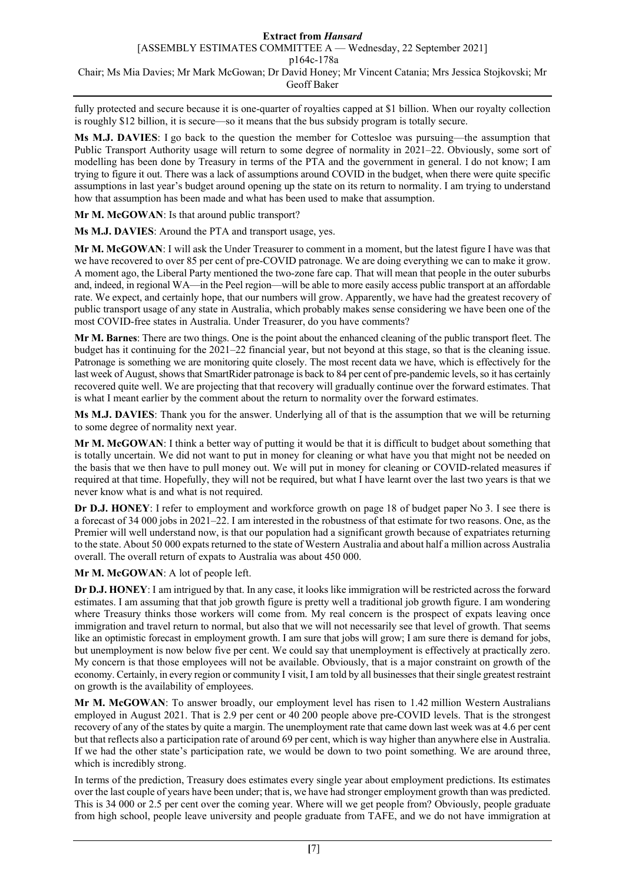fully protected and secure because it is one-quarter of royalties capped at $1 billion. When our royalty collection is roughly $12 billion, it is secure—so it means that the bus subsidy program is totally secure.

**Ms M.J. DAVIES**: I go back to the question the member for Cottesloe was pursuing—the assumption that Public Transport Authority usage will return to some degree of normality in 2021–22. Obviously, some sort of modelling has been done by Treasury in terms of the PTA and the government in general. I do not know; I am trying to figure it out. There was a lack of assumptions around COVID in the budget, when there were quite specific assumptions in last year's budget around opening up the state on its return to normality. I am trying to understand how that assumption has been made and what has been used to make that assumption.

**Mr M. McGOWAN**: Is that around public transport?

**Ms M.J. DAVIES**: Around the PTA and transport usage, yes.

**Mr M. McGOWAN**: I will ask the Under Treasurer to comment in a moment, but the latest figure I have was that we have recovered to over 85 per cent of pre-COVID patronage. We are doing everything we can to make it grow. A moment ago, the Liberal Party mentioned the two-zone fare cap. That will mean that people in the outer suburbs and, indeed, in regional WA—in the Peel region—will be able to more easily access public transport at an affordable rate. We expect, and certainly hope, that our numbers will grow. Apparently, we have had the greatest recovery of public transport usage of any state in Australia, which probably makes sense considering we have been one of the most COVID-free states in Australia. Under Treasurer, do you have comments?

**Mr M. Barnes**: There are two things. One is the point about the enhanced cleaning of the public transport fleet. The budget has it continuing for the 2021–22 financial year, but not beyond at this stage, so that is the cleaning issue. Patronage is something we are monitoring quite closely. The most recent data we have, which is effectively for the last week of August, shows that SmartRider patronage is back to 84 per cent of pre-pandemic levels, so it has certainly recovered quite well. We are projecting that that recovery will gradually continue over the forward estimates. That is what I meant earlier by the comment about the return to normality over the forward estimates.

**Ms M.J. DAVIES**: Thank you for the answer. Underlying all of that is the assumption that we will be returning to some degree of normality next year.

**Mr M. McGOWAN**: I think a better way of putting it would be that it is difficult to budget about something that is totally uncertain. We did not want to put in money for cleaning or what have you that might not be needed on the basis that we then have to pull money out. We will put in money for cleaning or COVID-related measures if required at that time. Hopefully, they will not be required, but what I have learnt over the last two years is that we never know what is and what is not required.

**Dr D.J. HONEY**: I refer to employment and workforce growth on page 18 of budget paper No 3. I see there is a forecast of 34 000 jobs in 2021–22. I am interested in the robustness of that estimate for two reasons. One, as the Premier will well understand now, is that our population had a significant growth because of expatriates returning to the state. About 50 000 expats returned to the state of Western Australia and about half a million across Australia overall. The overall return of expats to Australia was about 450 000.

**Mr M. McGOWAN**: A lot of people left.

**Dr D.J. HONEY**: I am intrigued by that. In any case, it looks like immigration will be restricted across the forward estimates. I am assuming that that job growth figure is pretty well a traditional job growth figure. I am wondering where Treasury thinks those workers will come from. My real concern is the prospect of expats leaving once immigration and travel return to normal, but also that we will not necessarily see that level of growth. That seems like an optimistic forecast in employment growth. I am sure that jobs will grow; I am sure there is demand for jobs, but unemployment is now below five per cent. We could say that unemployment is effectively at practically zero. My concern is that those employees will not be available. Obviously, that is a major constraint on growth of the economy. Certainly, in every region or community I visit, I am told by all businesses that their single greatest restraint on growth is the availability of employees.

**Mr M. McGOWAN**: To answer broadly, our employment level has risen to 1.42 million Western Australians employed in August 2021. That is 2.9 per cent or 40 200 people above pre-COVID levels. That is the strongest recovery of any of the states by quite a margin. The unemployment rate that came down last week was at 4.6 per cent but that reflects also a participation rate of around 69 per cent, which is way higher than anywhere else in Australia. If we had the other state's participation rate, we would be down to two point something. We are around three, which is incredibly strong.

In terms of the prediction, Treasury does estimates every single year about employment predictions. Its estimates over the last couple of years have been under; that is, we have had stronger employment growth than was predicted. This is 34 000 or 2.5 per cent over the coming year. Where will we get people from? Obviously, people graduate from high school, people leave university and people graduate from TAFE, and we do not have immigration at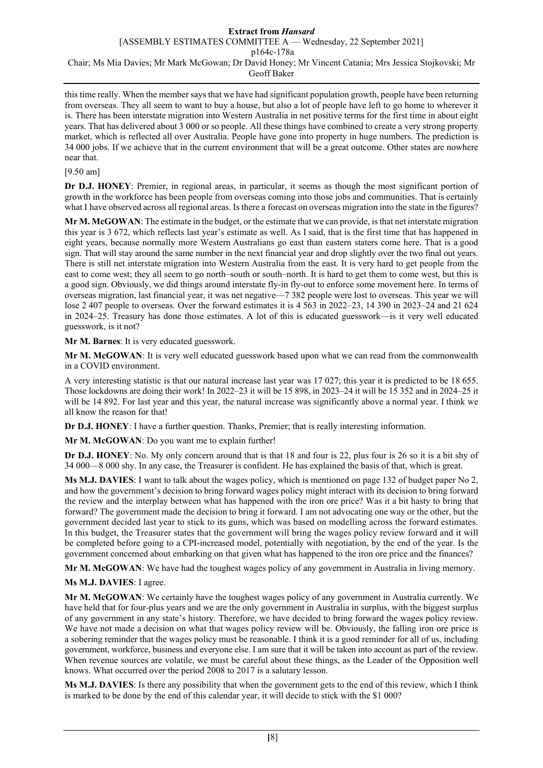this time really. When the member says that we have had significant population growth, people have been returning from overseas. They all seem to want to buy a house, but also a lot of people have left to go home to wherever it is. There has been interstate migration into Western Australia in net positive terms for the first time in about eight years. That has delivered about 3 000 or so people. All these things have combined to create a very strong property market, which is reflected all over Australia. People have gone into property in huge numbers. The prediction is 34 000 jobs. If we achieve that in the current environment that will be a great outcome. Other states are nowhere near that.

[9.50 am]

**Dr D.J. HONEY**: Premier, in regional areas, in particular, it seems as though the most significant portion of growth in the workforce has been people from overseas coming into those jobs and communities. That is certainly what I have observed across all regional areas. Is there a forecast on overseas migration into the state in the figures?

**Mr M. McGOWAN**: The estimate in the budget, or the estimate that we can provide, is that net interstate migration this year is 3 672, which reflects last year's estimate as well. As I said, that is the first time that has happened in eight years, because normally more Western Australians go east than eastern staters come here. That is a good sign. That will stay around the same number in the next financial year and drop slightly over the two final out years. There is still net interstate migration into Western Australia from the east. It is very hard to get people from the east to come west; they all seem to go north–south or south–north. It is hard to get them to come west, but this is a good sign. Obviously, we did things around interstate fly-in fly-out to enforce some movement here. In terms of overseas migration, last financial year, it was net negative—7 382 people were lost to overseas. This year we will lose 2 407 people to overseas. Over the forward estimates it is 4 563 in 2022–23, 14 390 in 2023–24 and 21 624 in 2024–25. Treasury has done those estimates. A lot of this is educated guesswork—is it very well educated guesswork, is it not?

**Mr M. Barnes**: It is very educated guesswork.

**Mr M. McGOWAN**: It is very well educated guesswork based upon what we can read from the commonwealth in a COVID environment.

A very interesting statistic is that our natural increase last year was 17 027; this year it is predicted to be 18 655. Those lockdowns are doing their work! In 2022–23 it will be 15 898, in 2023–24 it will be 15 352 and in 2024–25 it will be 14 892. For last year and this year, the natural increase was significantly above a normal year. I think we all know the reason for that!

**Dr D.J. HONEY**: I have a further question. Thanks, Premier; that is really interesting information.

**Mr M. McGOWAN**: Do you want me to explain further!

**Dr D.J. HONEY**: No. My only concern around that is that 18 and four is 22, plus four is 26 so it is a bit shy of 34 000—8 000 shy. In any case, the Treasurer is confident. He has explained the basis of that, which is great.

**Ms M.J. DAVIES**: I want to talk about the wages policy, which is mentioned on page 132 of budget paper No 2, and how the government's decision to bring forward wages policy might interact with its decision to bring forward the review and the interplay between what has happened with the iron ore price? Was it a bit hasty to bring that forward? The government made the decision to bring it forward. I am not advocating one way or the other, but the government decided last year to stick to its guns, which was based on modelling across the forward estimates. In this budget, the Treasurer states that the government will bring the wages policy review forward and it will be completed before going to a CPI-increased model, potentially with negotiation, by the end of the year. Is the government concerned about embarking on that given what has happened to the iron ore price and the finances?

**Mr M. McGOWAN**: We have had the toughest wages policy of any government in Australia in living memory.

**Ms M.J. DAVIES**: I agree.

**Mr M. McGOWAN**: We certainly have the toughest wages policy of any government in Australia currently. We have held that for four-plus years and we are the only government in Australia in surplus, with the biggest surplus of any government in any state's history. Therefore, we have decided to bring forward the wages policy review. We have not made a decision on what that wages policy review will be. Obviously, the falling iron ore price is a sobering reminder that the wages policy must be reasonable. I think it is a good reminder for all of us, including government, workforce, business and everyone else. I am sure that it will be taken into account as part of the review. When revenue sources are volatile, we must be careful about these things, as the Leader of the Opposition well knows. What occurred over the period 2008 to 2017 is a salutary lesson.

**Ms M.J. DAVIES**: Is there any possibility that when the government gets to the end of this review, which I think is marked to be done by the end of this calendar year, it will decide to stick with the $1 000?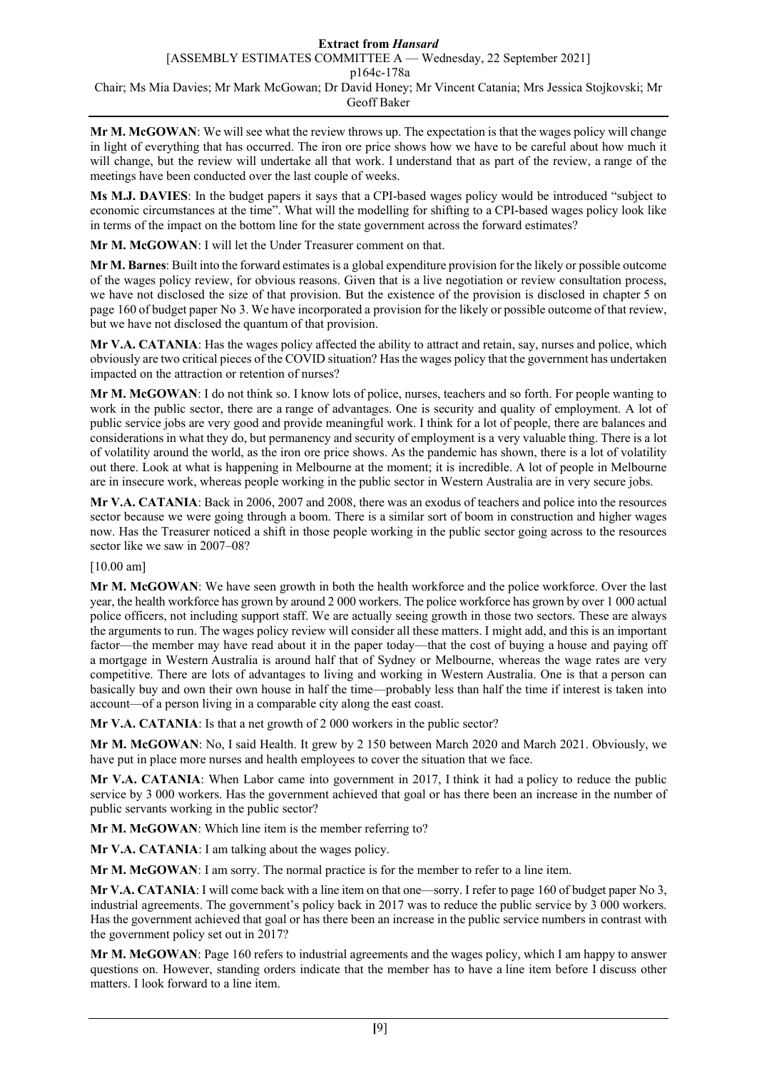**Mr M. McGOWAN**: We will see what the review throws up. The expectation is that the wages policy will change in light of everything that has occurred. The iron ore price shows how we have to be careful about how much it will change, but the review will undertake all that work. I understand that as part of the review, a range of the meetings have been conducted over the last couple of weeks.

**Ms M.J. DAVIES**: In the budget papers it says that a CPI-based wages policy would be introduced "subject to economic circumstances at the time". What will the modelling for shifting to a CPI-based wages policy look like in terms of the impact on the bottom line for the state government across the forward estimates?

**Mr M. McGOWAN**: I will let the Under Treasurer comment on that.

**Mr M. Barnes**: Built into the forward estimates is a global expenditure provision for the likely or possible outcome of the wages policy review, for obvious reasons. Given that is a live negotiation or review consultation process, we have not disclosed the size of that provision. But the existence of the provision is disclosed in chapter 5 on page 160 of budget paper No 3. We have incorporated a provision for the likely or possible outcome of that review, but we have not disclosed the quantum of that provision.

**Mr V.A. CATANIA**: Has the wages policy affected the ability to attract and retain, say, nurses and police, which obviously are two critical pieces of the COVID situation? Has the wages policy that the government has undertaken impacted on the attraction or retention of nurses?

**Mr M. McGOWAN**: I do not think so. I know lots of police, nurses, teachers and so forth. For people wanting to work in the public sector, there are a range of advantages. One is security and quality of employment. A lot of public service jobs are very good and provide meaningful work. I think for a lot of people, there are balances and considerations in what they do, but permanency and security of employment is a very valuable thing. There is a lot of volatility around the world, as the iron ore price shows. As the pandemic has shown, there is a lot of volatility out there. Look at what is happening in Melbourne at the moment; it is incredible. A lot of people in Melbourne are in insecure work, whereas people working in the public sector in Western Australia are in very secure jobs.

**Mr V.A. CATANIA**: Back in 2006, 2007 and 2008, there was an exodus of teachers and police into the resources sector because we were going through a boom. There is a similar sort of boom in construction and higher wages now. Has the Treasurer noticed a shift in those people working in the public sector going across to the resources sector like we saw in 2007–08?

[10.00 am]

**Mr M. McGOWAN**: We have seen growth in both the health workforce and the police workforce. Over the last year, the health workforce has grown by around 2 000 workers. The police workforce has grown by over 1 000 actual police officers, not including support staff. We are actually seeing growth in those two sectors. These are always the arguments to run. The wages policy review will consider all these matters. I might add, and this is an important factor—the member may have read about it in the paper today—that the cost of buying a house and paying off a mortgage in Western Australia is around half that of Sydney or Melbourne, whereas the wage rates are very competitive. There are lots of advantages to living and working in Western Australia. One is that a person can basically buy and own their own house in half the time—probably less than half the time if interest is taken into account—of a person living in a comparable city along the east coast.

**Mr V.A. CATANIA**: Is that a net growth of 2 000 workers in the public sector?

**Mr M. McGOWAN**: No, I said Health. It grew by 2 150 between March 2020 and March 2021. Obviously, we have put in place more nurses and health employees to cover the situation that we face.

**Mr V.A. CATANIA**: When Labor came into government in 2017, I think it had a policy to reduce the public service by 3 000 workers. Has the government achieved that goal or has there been an increase in the number of public servants working in the public sector?

**Mr M. McGOWAN**: Which line item is the member referring to?

**Mr V.A. CATANIA**: I am talking about the wages policy.

**Mr M. McGOWAN**: I am sorry. The normal practice is for the member to refer to a line item.

**Mr V.A. CATANIA**: I will come back with a line item on that one—sorry. I refer to page 160 of budget paper No 3, industrial agreements. The government's policy back in 2017 was to reduce the public service by 3 000 workers. Has the government achieved that goal or has there been an increase in the public service numbers in contrast with the government policy set out in 2017?

**Mr M. McGOWAN**: Page 160 refers to industrial agreements and the wages policy, which I am happy to answer questions on. However, standing orders indicate that the member has to have a line item before I discuss other matters. I look forward to a line item.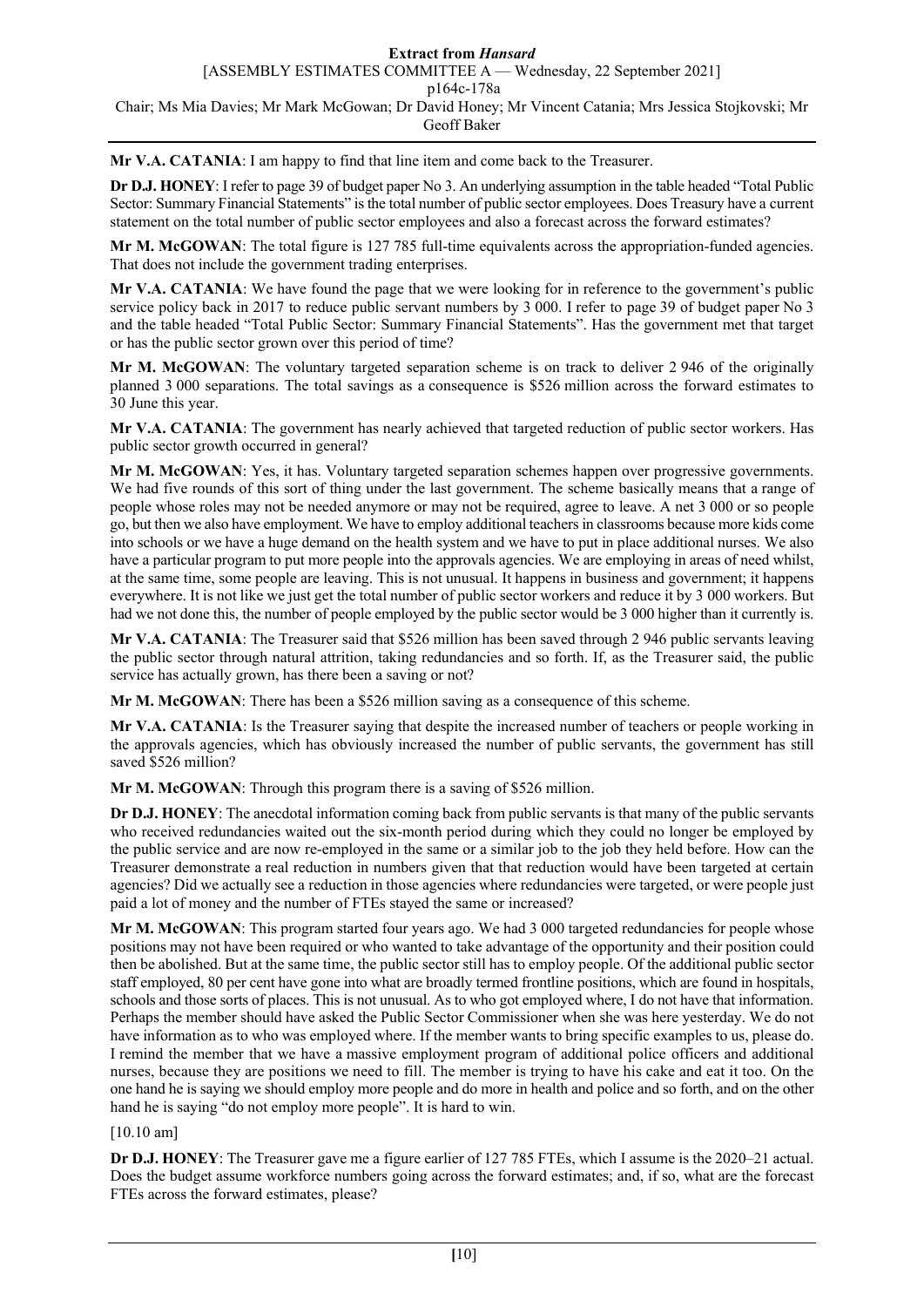**Mr V.A. CATANIA**: I am happy to find that line item and come back to the Treasurer.

**Dr D.J. HONEY**: I refer to page 39 of budget paper No 3. An underlying assumption in the table headed "Total Public Sector: Summary Financial Statements" is the total number of public sector employees. Does Treasury have a current statement on the total number of public sector employees and also a forecast across the forward estimates?

**Mr M. McGOWAN**: The total figure is 127 785 full-time equivalents across the appropriation-funded agencies. That does not include the government trading enterprises.

**Mr V.A. CATANIA**: We have found the page that we were looking for in reference to the government's public service policy back in 2017 to reduce public servant numbers by 3 000. I refer to page 39 of budget paper No 3 and the table headed "Total Public Sector: Summary Financial Statements". Has the government met that target or has the public sector grown over this period of time?

**Mr M. McGOWAN**: The voluntary targeted separation scheme is on track to deliver 2 946 of the originally planned 3 000 separations. The total savings as a consequence is $526 million across the forward estimates to 30 June this year.

**Mr V.A. CATANIA**: The government has nearly achieved that targeted reduction of public sector workers. Has public sector growth occurred in general?

**Mr M. McGOWAN**: Yes, it has. Voluntary targeted separation schemes happen over progressive governments. We had five rounds of this sort of thing under the last government. The scheme basically means that a range of people whose roles may not be needed anymore or may not be required, agree to leave. A net 3 000 or so people go, but then we also have employment. We have to employ additional teachers in classrooms because more kids come into schools or we have a huge demand on the health system and we have to put in place additional nurses. We also have a particular program to put more people into the approvals agencies. We are employing in areas of need whilst, at the same time, some people are leaving. This is not unusual. It happens in business and government; it happens everywhere. It is not like we just get the total number of public sector workers and reduce it by 3 000 workers. But had we not done this, the number of people employed by the public sector would be 3 000 higher than it currently is.

**Mr V.A. CATANIA**: The Treasurer said that $526 million has been saved through 2 946 public servants leaving the public sector through natural attrition, taking redundancies and so forth. If, as the Treasurer said, the public service has actually grown, has there been a saving or not?

**Mr M. McGOWAN**: There has been a $526 million saving as a consequence of this scheme.

**Mr V.A. CATANIA**: Is the Treasurer saying that despite the increased number of teachers or people working in the approvals agencies, which has obviously increased the number of public servants, the government has still saved $526 million?

**Mr M. McGOWAN**: Through this program there is a saving of $526 million.

**Dr D.J. HONEY**: The anecdotal information coming back from public servants is that many of the public servants who received redundancies waited out the six-month period during which they could no longer be employed by the public service and are now re-employed in the same or a similar job to the job they held before. How can the Treasurer demonstrate a real reduction in numbers given that that reduction would have been targeted at certain agencies? Did we actually see a reduction in those agencies where redundancies were targeted, or were people just paid a lot of money and the number of FTEs stayed the same or increased?

**Mr M. McGOWAN**: This program started four years ago. We had 3 000 targeted redundancies for people whose positions may not have been required or who wanted to take advantage of the opportunity and their position could then be abolished. But at the same time, the public sector still has to employ people. Of the additional public sector staff employed, 80 per cent have gone into what are broadly termed frontline positions, which are found in hospitals, schools and those sorts of places. This is not unusual. As to who got employed where, I do not have that information. Perhaps the member should have asked the Public Sector Commissioner when she was here yesterday. We do not have information as to who was employed where. If the member wants to bring specific examples to us, please do. I remind the member that we have a massive employment program of additional police officers and additional nurses, because they are positions we need to fill. The member is trying to have his cake and eat it too. On the one hand he is saying we should employ more people and do more in health and police and so forth, and on the other hand he is saying "do not employ more people". It is hard to win.

[10.10 am]

**Dr D.J. HONEY**: The Treasurer gave me a figure earlier of 127 785 FTEs, which I assume is the 2020–21 actual. Does the budget assume workforce numbers going across the forward estimates; and, if so, what are the forecast FTEs across the forward estimates, please?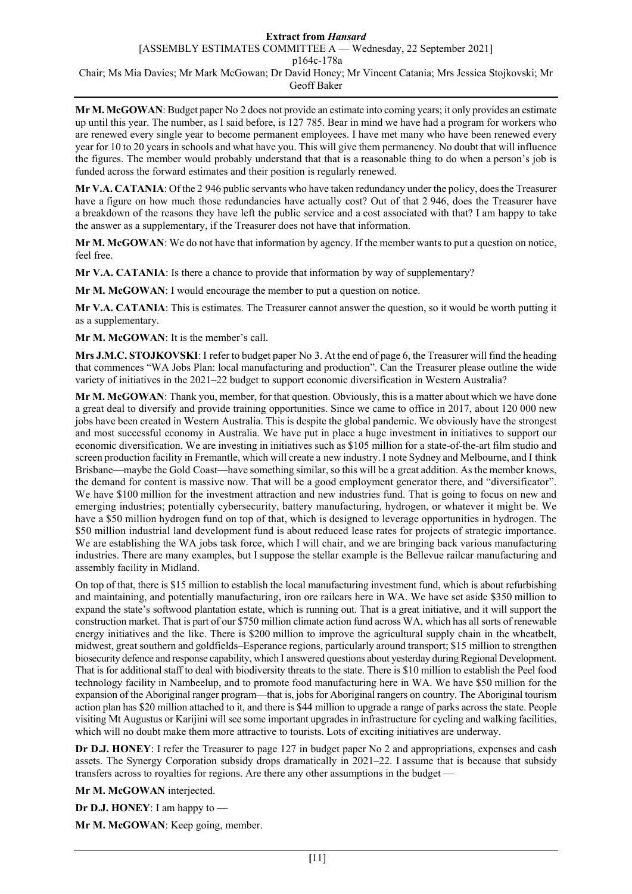**Mr M. McGOWAN**: Budget paper No 2 does not provide an estimate into coming years; it only provides an estimate up until this year. The number, as I said before, is 127 785. Bear in mind we have had a program for workers who are renewed every single year to become permanent employees. I have met many who have been renewed every year for 10 to 20 years in schools and what have you. This will give them permanency. No doubt that will influence the figures. The member would probably understand that that is a reasonable thing to do when a person's job is funded across the forward estimates and their position is regularly renewed.

**Mr V.A. CATANIA**: Of the 2 946 public servants who have taken redundancy under the policy, does the Treasurer have a figure on how much those redundancies have actually cost? Out of that 2 946, does the Treasurer have a breakdown of the reasons they have left the public service and a cost associated with that? I am happy to take the answer as a supplementary, if the Treasurer does not have that information.

**Mr M. McGOWAN**: We do not have that information by agency. If the member wants to put a question on notice, feel free.

**Mr V.A. CATANIA**: Is there a chance to provide that information by way of supplementary?

**Mr M. McGOWAN**: I would encourage the member to put a question on notice.

**Mr V.A. CATANIA**: This is estimates. The Treasurer cannot answer the question, so it would be worth putting it as a supplementary.

**Mr M. McGOWAN**: It is the member's call.

**Mrs J.M.C. STOJKOVSKI**: I refer to budget paper No 3. At the end of page 6, the Treasurer will find the heading that commences "WA Jobs Plan: local manufacturing and production". Can the Treasurer please outline the wide variety of initiatives in the 2021–22 budget to support economic diversification in Western Australia?

**Mr M. McGOWAN**: Thank you, member, for that question. Obviously, this is a matter about which we have done a great deal to diversify and provide training opportunities. Since we came to office in 2017, about 120 000 new jobs have been created in Western Australia. This is despite the global pandemic. We obviously have the strongest and most successful economy in Australia. We have put in place a huge investment in initiatives to support our economic diversification. We are investing in initiatives such as $105 million for a state-of-the-art film studio and screen production facility in Fremantle, which will create a new industry. I note Sydney and Melbourne, and I think Brisbane—maybe the Gold Coast—have something similar, so this will be a great addition. As the member knows, the demand for content is massive now. That will be a good employment generator there, and "diversificator". We have $100 million for the investment attraction and new industries fund. That is going to focus on new and emerging industries; potentially cybersecurity, battery manufacturing, hydrogen, or whatever it might be. We have a $50 million hydrogen fund on top of that, which is designed to leverage opportunities in hydrogen. The $50 million industrial land development fund is about reduced lease rates for projects of strategic importance. We are establishing the WA jobs task force, which I will chair, and we are bringing back various manufacturing industries. There are many examples, but I suppose the stellar example is the Bellevue railcar manufacturing and assembly facility in Midland.

On top of that, there is $15 million to establish the local manufacturing investment fund, which is about refurbishing and maintaining, and potentially manufacturing, iron ore railcars here in WA. We have set aside $350 million to expand the state's softwood plantation estate, which is running out. That is a great initiative, and it will support the construction market. That is part of our $750 million climate action fund across WA, which has all sorts of renewable energy initiatives and the like. There is $200 million to improve the agricultural supply chain in the wheatbelt, midwest, great southern and goldfields–Esperance regions, particularly around transport; $15 million to strengthen biosecurity defence and response capability, which I answered questions about yesterday during Regional Development. That is for additional staff to deal with biodiversity threats to the state. There is $10 million to establish the Peel food technology facility in Nambeelup, and to promote food manufacturing here in WA. We have $50 million for the expansion of the Aboriginal ranger program—that is, jobs for Aboriginal rangers on country. The Aboriginal tourism action plan has $20 million attached to it, and there is $44 million to upgrade a range of parks across the state. People visiting Mt Augustus or Karijini will see some important upgrades in infrastructure for cycling and walking facilities, which will no doubt make them more attractive to tourists. Lots of exciting initiatives are underway.

**Dr D.J. HONEY**: I refer the Treasurer to page 127 in budget paper No 2 and appropriations, expenses and cash assets. The Synergy Corporation subsidy drops dramatically in 2021–22. I assume that is because that subsidy transfers across to royalties for regions. Are there any other assumptions in the budget —

**Mr M. McGOWAN** interjected.

**Dr D.J. HONEY**: I am happy to —

**Mr M. McGOWAN**: Keep going, member.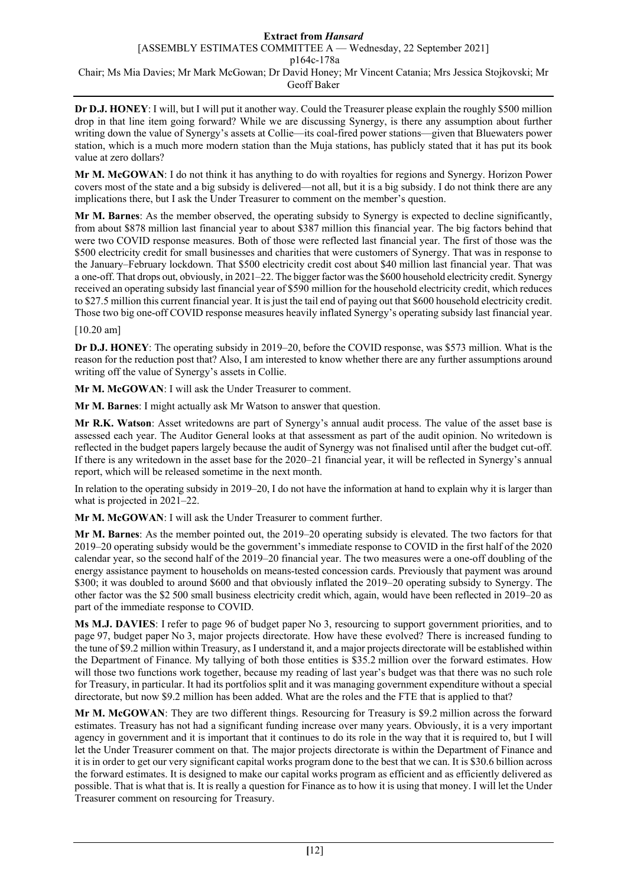**Dr D.J. HONEY**: I will, but I will put it another way. Could the Treasurer please explain the roughly $500 million drop in that line item going forward? While we are discussing Synergy, is there any assumption about further writing down the value of Synergy's assets at Collie—its coal-fired power stations—given that Bluewaters power station, which is a much more modern station than the Muja stations, has publicly stated that it has put its book value at zero dollars?

**Mr M. McGOWAN**: I do not think it has anything to do with royalties for regions and Synergy. Horizon Power covers most of the state and a big subsidy is delivered—not all, but it is a big subsidy. I do not think there are any implications there, but I ask the Under Treasurer to comment on the member's question.

**Mr M. Barnes**: As the member observed, the operating subsidy to Synergy is expected to decline significantly, from about $878 million last financial year to about $387 million this financial year. The big factors behind that were two COVID response measures. Both of those were reflected last financial year. The first of those was the $500 electricity credit for small businesses and charities that were customers of Synergy. That was in response to the January–February lockdown. That $500 electricity credit cost about $40 million last financial year. That was a one-off. That drops out, obviously, in 2021–22. The bigger factor was the $600 household electricity credit. Synergy received an operating subsidy last financial year of $590 million for the household electricity credit, which reduces to $27.5 million this current financial year. It is just the tail end of paying out that $600 household electricity credit. Those two big one-off COVID response measures heavily inflated Synergy's operating subsidy last financial year.

[10.20 am]

**Dr D.J. HONEY**: The operating subsidy in 2019–20, before the COVID response, was $573 million. What is the reason for the reduction post that? Also, I am interested to know whether there are any further assumptions around writing off the value of Synergy's assets in Collie.

**Mr M. McGOWAN**: I will ask the Under Treasurer to comment.

**Mr M. Barnes**: I might actually ask Mr Watson to answer that question.

**Mr R.K. Watson**: Asset writedowns are part of Synergy's annual audit process. The value of the asset base is assessed each year. The Auditor General looks at that assessment as part of the audit opinion. No writedown is reflected in the budget papers largely because the audit of Synergy was not finalised until after the budget cut-off. If there is any writedown in the asset base for the 2020–21 financial year, it will be reflected in Synergy's annual report, which will be released sometime in the next month.

In relation to the operating subsidy in 2019–20, I do not have the information at hand to explain why it is larger than what is projected in 2021–22.

**Mr M. McGOWAN**: I will ask the Under Treasurer to comment further.

**Mr M. Barnes**: As the member pointed out, the 2019–20 operating subsidy is elevated. The two factors for that 2019–20 operating subsidy would be the government's immediate response to COVID in the first half of the 2020 calendar year, so the second half of the 2019–20 financial year. The two measures were a one-off doubling of the energy assistance payment to households on means-tested concession cards. Previously that payment was around $300; it was doubled to around $600 and that obviously inflated the 2019–20 operating subsidy to Synergy. The other factor was the $2 500 small business electricity credit which, again, would have been reflected in 2019–20 as part of the immediate response to COVID.

**Ms M.J. DAVIES**: I refer to page 96 of budget paper No 3, resourcing to support government priorities, and to page 97, budget paper No 3, major projects directorate. How have these evolved? There is increased funding to the tune of $9.2 million within Treasury, as I understand it, and a major projects directorate will be established within the Department of Finance. My tallying of both those entities is $35.2 million over the forward estimates. How will those two functions work together, because my reading of last year's budget was that there was no such role for Treasury, in particular. It had its portfolios split and it was managing government expenditure without a special directorate, but now $9.2 million has been added. What are the roles and the FTE that is applied to that?

**Mr M. McGOWAN**: They are two different things. Resourcing for Treasury is $9.2 million across the forward estimates. Treasury has not had a significant funding increase over many years. Obviously, it is a very important agency in government and it is important that it continues to do its role in the way that it is required to, but I will let the Under Treasurer comment on that. The major projects directorate is within the Department of Finance and it is in order to get our very significant capital works program done to the best that we can. It is $30.6 billion across the forward estimates. It is designed to make our capital works program as efficient and as efficiently delivered as possible. That is what that is. It is really a question for Finance as to how it is using that money. I will let the Under Treasurer comment on resourcing for Treasury.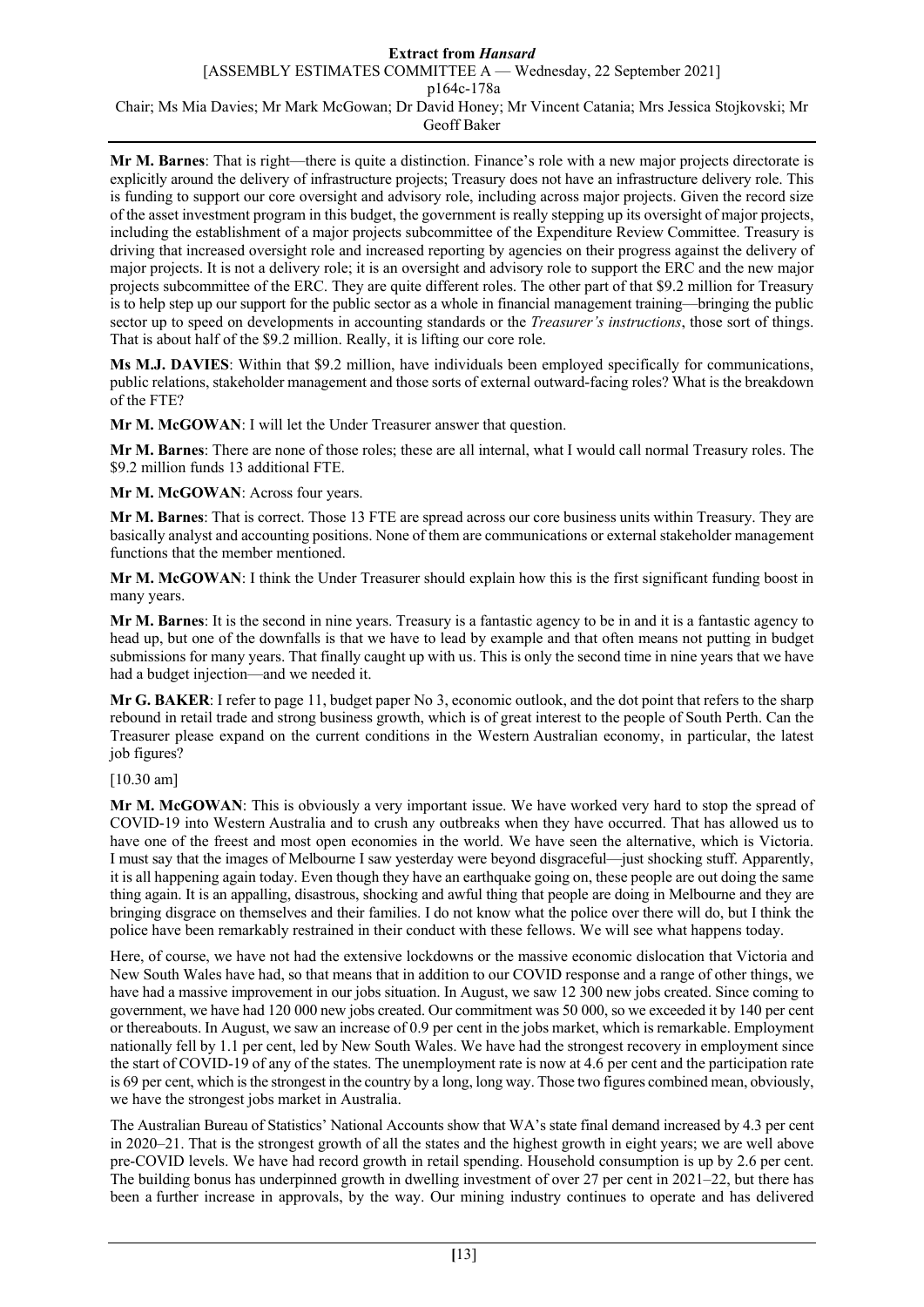**Mr M. Barnes**: That is right—there is quite a distinction. Finance's role with a new major projects directorate is explicitly around the delivery of infrastructure projects; Treasury does not have an infrastructure delivery role. This is funding to support our core oversight and advisory role, including across major projects. Given the record size of the asset investment program in this budget, the government is really stepping up its oversight of major projects, including the establishment of a major projects subcommittee of the Expenditure Review Committee. Treasury is driving that increased oversight role and increased reporting by agencies on their progress against the delivery of major projects. It is not a delivery role; it is an oversight and advisory role to support the ERC and the new major projects subcommittee of the ERC. They are quite different roles. The other part of that $9.2 million for Treasury is to help step up our support for the public sector as a whole in financial management training—bringing the public sector up to speed on developments in accounting standards or the *Treasurer's instructions*, those sort of things. That is about half of the $9.2 million. Really, it is lifting our core role.

**Ms M.J. DAVIES**: Within that $9.2 million, have individuals been employed specifically for communications, public relations, stakeholder management and those sorts of external outward-facing roles? What is the breakdown of the FTE?

**Mr M. McGOWAN**: I will let the Under Treasurer answer that question.

**Mr M. Barnes**: There are none of those roles; these are all internal, what I would call normal Treasury roles. The $9.2 million funds 13 additional FTE.

**Mr M. McGOWAN**: Across four years.

**Mr M. Barnes**: That is correct. Those 13 FTE are spread across our core business units within Treasury. They are basically analyst and accounting positions. None of them are communications or external stakeholder management functions that the member mentioned.

**Mr M. McGOWAN**: I think the Under Treasurer should explain how this is the first significant funding boost in many years.

**Mr M. Barnes**: It is the second in nine years. Treasury is a fantastic agency to be in and it is a fantastic agency to head up, but one of the downfalls is that we have to lead by example and that often means not putting in budget submissions for many years. That finally caught up with us. This is only the second time in nine years that we have had a budget injection—and we needed it.

**Mr G. BAKER**: I refer to page 11, budget paper No 3, economic outlook, and the dot point that refers to the sharp rebound in retail trade and strong business growth, which is of great interest to the people of South Perth. Can the Treasurer please expand on the current conditions in the Western Australian economy, in particular, the latest job figures?

[10.30 am]

**Mr M. McGOWAN**: This is obviously a very important issue. We have worked very hard to stop the spread of COVID-19 into Western Australia and to crush any outbreaks when they have occurred. That has allowed us to have one of the freest and most open economies in the world. We have seen the alternative, which is Victoria. I must say that the images of Melbourne I saw yesterday were beyond disgraceful—just shocking stuff. Apparently, it is all happening again today. Even though they have an earthquake going on, these people are out doing the same thing again. It is an appalling, disastrous, shocking and awful thing that people are doing in Melbourne and they are bringing disgrace on themselves and their families. I do not know what the police over there will do, but I think the police have been remarkably restrained in their conduct with these fellows. We will see what happens today.

Here, of course, we have not had the extensive lockdowns or the massive economic dislocation that Victoria and New South Wales have had, so that means that in addition to our COVID response and a range of other things, we have had a massive improvement in our jobs situation. In August, we saw 12 300 new jobs created. Since coming to government, we have had 120 000 new jobs created. Our commitment was 50 000, so we exceeded it by 140 per cent or thereabouts. In August, we saw an increase of 0.9 per cent in the jobs market, which is remarkable. Employment nationally fell by 1.1 per cent, led by New South Wales. We have had the strongest recovery in employment since the start of COVID-19 of any of the states. The unemployment rate is now at 4.6 per cent and the participation rate is 69 per cent, which is the strongest in the country by a long, long way. Those two figures combined mean, obviously, we have the strongest jobs market in Australia.

The Australian Bureau of Statistics' National Accounts show that WA's state final demand increased by 4.3 per cent in 2020–21. That is the strongest growth of all the states and the highest growth in eight years; we are well above pre-COVID levels. We have had record growth in retail spending. Household consumption is up by 2.6 per cent. The building bonus has underpinned growth in dwelling investment of over 27 per cent in 2021–22, but there has been a further increase in approvals, by the way. Our mining industry continues to operate and has delivered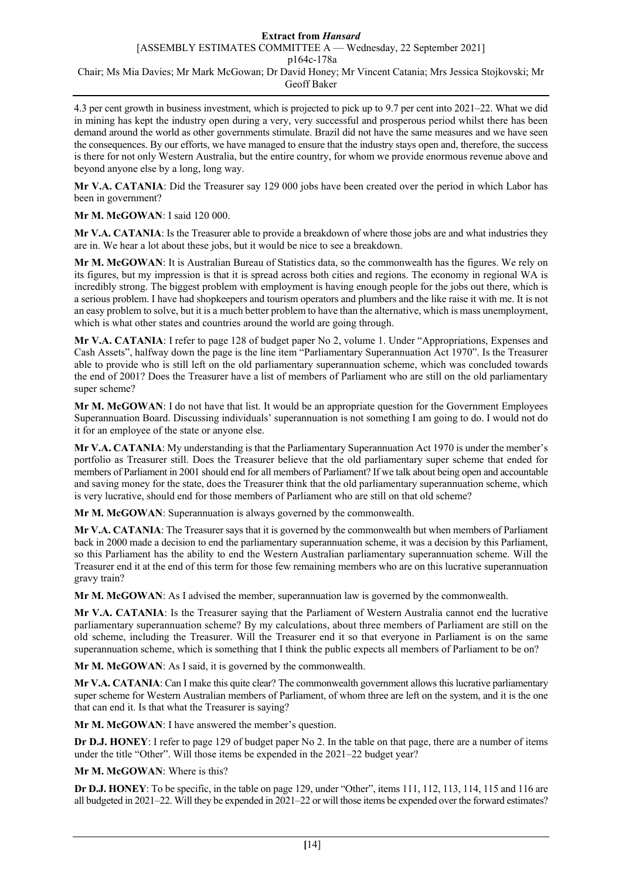4.3 per cent growth in business investment, which is projected to pick up to 9.7 per cent into 2021–22. What we did in mining has kept the industry open during a very, very successful and prosperous period whilst there has been demand around the world as other governments stimulate. Brazil did not have the same measures and we have seen the consequences. By our efforts, we have managed to ensure that the industry stays open and, therefore, the success is there for not only Western Australia, but the entire country, for whom we provide enormous revenue above and beyond anyone else by a long, long way.

**Mr V.A. CATANIA**: Did the Treasurer say 129 000 jobs have been created over the period in which Labor has been in government?

**Mr M. McGOWAN**: I said 120 000.

**Mr V.A. CATANIA**: Is the Treasurer able to provide a breakdown of where those jobs are and what industries they are in. We hear a lot about these jobs, but it would be nice to see a breakdown.

**Mr M. McGOWAN**: It is Australian Bureau of Statistics data, so the commonwealth has the figures. We rely on its figures, but my impression is that it is spread across both cities and regions. The economy in regional WA is incredibly strong. The biggest problem with employment is having enough people for the jobs out there, which is a serious problem. I have had shopkeepers and tourism operators and plumbers and the like raise it with me. It is not an easy problem to solve, but it is a much better problem to have than the alternative, which is mass unemployment, which is what other states and countries around the world are going through.

**Mr V.A. CATANIA**: I refer to page 128 of budget paper No 2, volume 1. Under "Appropriations, Expenses and Cash Assets", halfway down the page is the line item "Parliamentary Superannuation Act 1970". Is the Treasurer able to provide who is still left on the old parliamentary superannuation scheme, which was concluded towards the end of 2001? Does the Treasurer have a list of members of Parliament who are still on the old parliamentary super scheme?

**Mr M. McGOWAN**: I do not have that list. It would be an appropriate question for the Government Employees Superannuation Board. Discussing individuals' superannuation is not something I am going to do. I would not do it for an employee of the state or anyone else.

**Mr V.A. CATANIA**: My understanding is that the Parliamentary Superannuation Act 1970 is under the member's portfolio as Treasurer still. Does the Treasurer believe that the old parliamentary super scheme that ended for members of Parliament in 2001 should end for all members of Parliament? If we talk about being open and accountable and saving money for the state, does the Treasurer think that the old parliamentary superannuation scheme, which is very lucrative, should end for those members of Parliament who are still on that old scheme?

**Mr M. McGOWAN**: Superannuation is always governed by the commonwealth.

**Mr V.A. CATANIA**: The Treasurer says that it is governed by the commonwealth but when members of Parliament back in 2000 made a decision to end the parliamentary superannuation scheme, it was a decision by this Parliament, so this Parliament has the ability to end the Western Australian parliamentary superannuation scheme. Will the Treasurer end it at the end of this term for those few remaining members who are on this lucrative superannuation gravy train?

**Mr M. McGOWAN**: As I advised the member, superannuation law is governed by the commonwealth.

**Mr V.A. CATANIA**: Is the Treasurer saying that the Parliament of Western Australia cannot end the lucrative parliamentary superannuation scheme? By my calculations, about three members of Parliament are still on the old scheme, including the Treasurer. Will the Treasurer end it so that everyone in Parliament is on the same superannuation scheme, which is something that I think the public expects all members of Parliament to be on?

**Mr M. McGOWAN**: As I said, it is governed by the commonwealth.

**Mr V.A. CATANIA**: Can I make this quite clear? The commonwealth government allows this lucrative parliamentary super scheme for Western Australian members of Parliament, of whom three are left on the system, and it is the one that can end it. Is that what the Treasurer is saying?

**Mr M. McGOWAN**: I have answered the member's question.

**Dr D.J. HONEY**: I refer to page 129 of budget paper No 2. In the table on that page, there are a number of items under the title "Other". Will those items be expended in the 2021–22 budget year?

**Mr M. McGOWAN**: Where is this?

**Dr D.J. HONEY**: To be specific, in the table on page 129, under "Other", items 111, 112, 113, 114, 115 and 116 are all budgeted in 2021–22. Will they be expended in 2021–22 or will those items be expended over the forward estimates?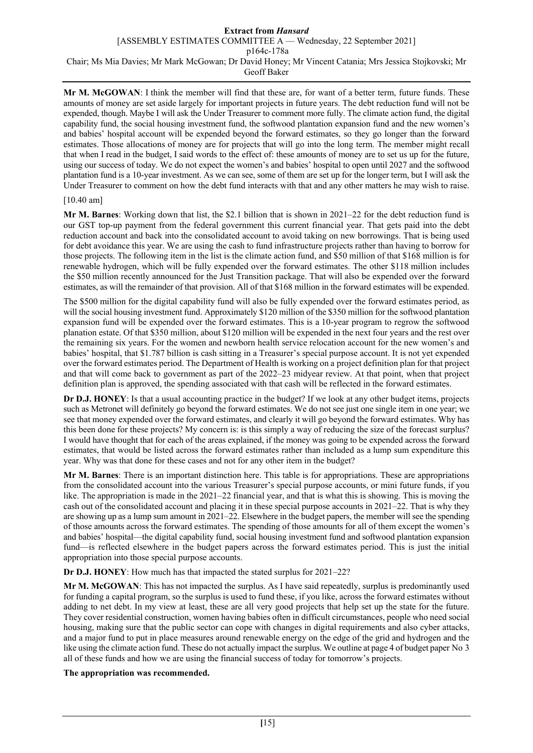**Mr M. McGOWAN**: I think the member will find that these are, for want of a better term, future funds. These amounts of money are set aside largely for important projects in future years. The debt reduction fund will not be expended, though. Maybe I will ask the Under Treasurer to comment more fully. The climate action fund, the digital capability fund, the social housing investment fund, the softwood plantation expansion fund and the new women's and babies' hospital account will be expended beyond the forward estimates, so they go longer than the forward estimates. Those allocations of money are for projects that will go into the long term. The member might recall that when I read in the budget, I said words to the effect of: these amounts of money are to set us up for the future, using our success of today. We do not expect the women's and babies' hospital to open until 2027 and the softwood plantation fund is a 10-year investment. As we can see, some of them are set up for the longer term, but I will ask the Under Treasurer to comment on how the debt fund interacts with that and any other matters he may wish to raise.

[10.40 am]

**Mr M. Barnes**: Working down that list, the $2.1 billion that is shown in 2021–22 for the debt reduction fund is our GST top-up payment from the federal government this current financial year. That gets paid into the debt reduction account and back into the consolidated account to avoid taking on new borrowings. That is being used for debt avoidance this year. We are using the cash to fund infrastructure projects rather than having to borrow for those projects. The following item in the list is the climate action fund, and $50 million of that $168 million is for renewable hydrogen, which will be fully expended over the forward estimates. The other $118 million includes the $50 million recently announced for the Just Transition package. That will also be expended over the forward estimates, as will the remainder of that provision. All of that $168 million in the forward estimates will be expended.

The $500 million for the digital capability fund will also be fully expended over the forward estimates period, as will the social housing investment fund. Approximately $120 million of the $350 million for the softwood plantation expansion fund will be expended over the forward estimates. This is a 10-year program to regrow the softwood planation estate. Of that $350 million, about $120 million will be expended in the next four years and the rest over the remaining six years. For the women and newborn health service relocation account for the new women's and babies' hospital, that $1.787 billion is cash sitting in a Treasurer's special purpose account. It is not yet expended over the forward estimates period. The Department of Health is working on a project definition plan for that project and that will come back to government as part of the 2022–23 midyear review. At that point, when that project definition plan is approved, the spending associated with that cash will be reflected in the forward estimates.

**Dr D.J. HONEY**: Is that a usual accounting practice in the budget? If we look at any other budget items, projects such as Metronet will definitely go beyond the forward estimates. We do not see just one single item in one year; we see that money expended over the forward estimates, and clearly it will go beyond the forward estimates. Why has this been done for these projects? My concern is: is this simply a way of reducing the size of the forecast surplus? I would have thought that for each of the areas explained, if the money was going to be expended across the forward estimates, that would be listed across the forward estimates rather than included as a lump sum expenditure this year. Why was that done for these cases and not for any other item in the budget?

**Mr M. Barnes**: There is an important distinction here. This table is for appropriations. These are appropriations from the consolidated account into the various Treasurer's special purpose accounts, or mini future funds, if you like. The appropriation is made in the 2021–22 financial year, and that is what this is showing. This is moving the cash out of the consolidated account and placing it in these special purpose accounts in 2021–22. That is why they are showing up as a lump sum amount in 2021–22. Elsewhere in the budget papers, the member will see the spending of those amounts across the forward estimates. The spending of those amounts for all of them except the women's and babies' hospital—the digital capability fund, social housing investment fund and softwood plantation expansion fund—is reflected elsewhere in the budget papers across the forward estimates period. This is just the initial appropriation into those special purpose accounts.

**Dr D.J. HONEY**: How much has that impacted the stated surplus for 2021–22?

**Mr M. McGOWAN**: This has not impacted the surplus. As I have said repeatedly, surplus is predominantly used for funding a capital program, so the surplus is used to fund these, if you like, across the forward estimates without adding to net debt. In my view at least, these are all very good projects that help set up the state for the future. They cover residential construction, women having babies often in difficult circumstances, people who need social housing, making sure that the public sector can cope with changes in digital requirements and also cyber attacks, and a major fund to put in place measures around renewable energy on the edge of the grid and hydrogen and the like using the climate action fund. These do not actually impact the surplus. We outline at page 4 of budget paper No 3 all of these funds and how we are using the financial success of today for tomorrow's projects.

**The appropriation was recommended.**